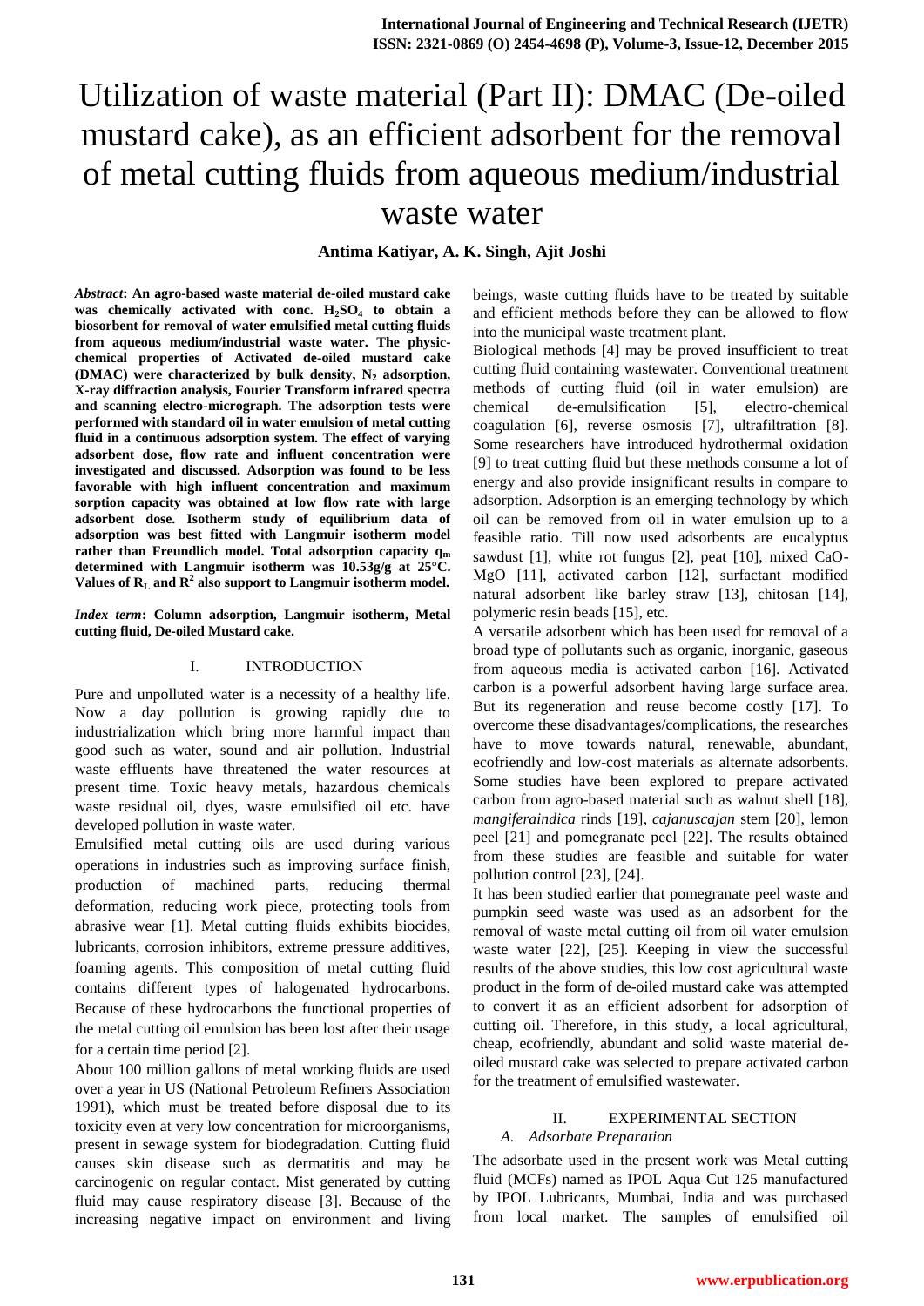# Utilization of waste material (Part II): DMAC (De-oiled mustard cake), as an efficient adsorbent for the removal of metal cutting fluids from aqueous medium/industrial waste water

**Antima Katiyar, A. K. Singh, Ajit Joshi**

***Abstract*: An agro-based waste material de-oiled mustard cake was chemically activated with conc. $H_2SO_4$ to obtain a biosorbent for removal of water emulsified metal cutting fluids from aqueous medium/industrial waste water. The physic-chemical properties of Activated de-oiled mustard cake (DMAC) were characterized by bulk density, $N_2$ adsorption, X-ray diffraction analysis, Fourier Transform infrared spectra and scanning electro-micrograph. The adsorption tests were performed with standard oil in water emulsion of metal cutting fluid in a continuous adsorption system. The effect of varying adsorbent dose, flow rate and influent concentration were investigated and discussed. Adsorption was found to be less favorable with high influent concentration and maximum sorption capacity was obtained at low flow rate with large adsorbent dose. Isotherm study of equilibrium data of adsorption was best fitted with Langmuir isotherm model rather than Freundlich model. Total adsorption capacity $q_m$ determined with Langmuir isotherm was 10.53g/g at 25°C. Values of $R_L$ and $R^2$ also support to Langmuir isotherm model.**

***Index term*: Column adsorption, Langmuir isotherm, Metal cutting fluid, De-oiled Mustard cake.**

## I. INTRODUCTION

Pure and unpolluted water is a necessity of a healthy life. Now a day pollution is growing rapidly due to industrialization which bring more harmful impact than good such as water, sound and air pollution. Industrial waste effluents have threatened the water resources at present time. Toxic heavy metals, hazardous chemicals waste residual oil, dyes, waste emulsified oil etc. have developed pollution in waste water.

Emulsified metal cutting oils are used during various operations in industries such as improving surface finish, production of machined parts, reducing thermal deformation, reducing work piece, protecting tools from abrasive wear [1]. Metal cutting fluids exhibits biocides, lubricants, corrosion inhibitors, extreme pressure additives, foaming agents. This composition of metal cutting fluid contains different types of halogenated hydrocarbons. Because of these hydrocarbons the functional properties of the metal cutting oil emulsion has been lost after their usage for a certain time period [2].

About 100 million gallons of metal working fluids are used over a year in US (National Petroleum Refiners Association 1991), which must be treated before disposal due to its toxicity even at very low concentration for microorganisms, present in sewage system for biodegradation. Cutting fluid causes skin disease such as dermatitis and may be carcinogenic on regular contact. Mist generated by cutting fluid may cause respiratory disease [3]. Because of the increasing negative impact on environment and living beings, waste cutting fluids have to be treated by suitable and efficient methods before they can be allowed to flow into the municipal waste treatment plant.

Biological methods [4] may be proved insufficient to treat cutting fluid containing wastewater. Conventional treatment methods of cutting fluid (oil in water emulsion) are chemical de-emulsification [5], electro-chemical coagulation [6], reverse osmosis [7], ultrafiltration [8]. Some researchers have introduced hydrothermal oxidation [9] to treat cutting fluid but these methods consume a lot of energy and also provide insignificant results in compare to adsorption. Adsorption is an emerging technology by which oil can be removed from oil in water emulsion up to a feasible ratio. Till now used adsorbents are eucalyptus sawdust [1], white rot fungus [2], peat [10], mixed CaO-MgO [11], activated carbon [12], surfactant modified natural adsorbent like barley straw [13], chitosan [14], polymeric resin beads [15], etc.

A versatile adsorbent which has been used for removal of a broad type of pollutants such as organic, inorganic, gaseous from aqueous media is activated carbon [16]. Activated carbon is a powerful adsorbent having large surface area. But its regeneration and reuse become costly [17]. To overcome these disadvantages/complications, the researches have to move towards natural, renewable, abundant, ecofriendly and low-cost materials as alternate adsorbents. Some studies have been explored to prepare activated carbon from agro-based material such as walnut shell [18], *mangiferaindica* rinds [19], *cajanuscajan* stem [20], lemon peel [21] and pomegranate peel [22]. The results obtained from these studies are feasible and suitable for water pollution control [23], [24].

It has been studied earlier that pomegranate peel waste and pumpkin seed waste was used as an adsorbent for the removal of waste metal cutting oil from oil water emulsion waste water [22], [25]. Keeping in view the successful results of the above studies, this low cost agricultural waste product in the form of de-oiled mustard cake was attempted to convert it as an efficient adsorbent for adsorption of cutting oil. Therefore, in this study, a local agricultural, cheap, ecofriendly, abundant and solid waste material de-oiled mustard cake was selected to prepare activated carbon for the treatment of emulsified wastewater.

## II. EXPERIMENTAL SECTION

### *A. Adsorbate Preparation*

The adsorbate used in the present work was Metal cutting fluid (MCFs) named as IPOL Aqua Cut 125 manufactured by IPOL Lubricants, Mumbai, India and was purchased from local market. The samples of emulsified oil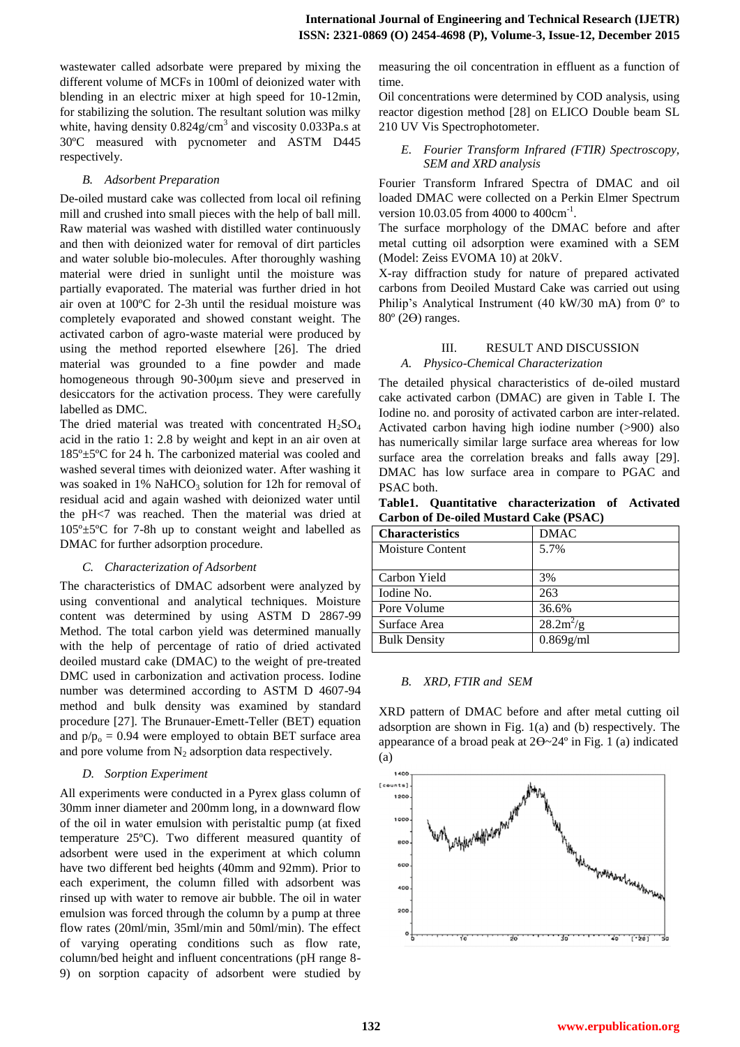wastewater called adsorbate were prepared by mixing the different volume of MCFs in 100ml of deionized water with blending in an electric mixer at high speed for 10-12min, for stabilizing the solution. The resultant solution was milky white, having density $0.824g/cm^3$ and viscosity 0.033Pa.s at 30ºC measured with pycnometer and ASTM D445 respectively.

### *B. Adsorbent Preparation*

De-oiled mustard cake was collected from local oil refining mill and crushed into small pieces with the help of ball mill. Raw material was washed with distilled water continuously and then with deionized water for removal of dirt particles and water soluble bio-molecules. After thoroughly washing material were dried in sunlight until the moisture was partially evaporated. The material was further dried in hot air oven at 100ºC for 2-3h until the residual moisture was completely evaporated and showed constant weight. The activated carbon of agro-waste material were produced by using the method reported elsewhere [26]. The dried material was grounded to a fine powder and made homogeneous through 90-300μm sieve and preserved in desiccators for the activation process. They were carefully labelled as DMC.

The dried material was treated with concentrated $H_2SO_4$ acid in the ratio 1: 2.8 by weight and kept in an air oven at 185º±5ºC for 24 h. The carbonized material was cooled and washed several times with deionized water. After washing it was soaked in 1% $NaHCO_3$ solution for 12h for removal of residual acid and again washed with deionized water until the pH<7 was reached. Then the material was dried at 105º±5ºC for 7-8h up to constant weight and labelled as DMAC for further adsorption procedure.

### *C. Characterization of Adsorbent*

The characteristics of DMAC adsorbent were analyzed by using conventional and analytical techniques. Moisture content was determined by using ASTM D 2867-99 Method. The total carbon yield was determined manually with the help of percentage of ratio of dried activated deoiled mustard cake (DMAC) to the weight of pre-treated DMC used in carbonization and activation process. Iodine number was determined according to ASTM D 4607-94 method and bulk density was examined by standard procedure [27]. The Brunauer-Emett-Teller (BET) equation and $p/p_o = 0.94$ were employed to obtain BET surface area and pore volume from $N_2$ adsorption data respectively.

### *D. Sorption Experiment*

All experiments were conducted in a Pyrex glass column of 30mm inner diameter and 200mm long, in a downward flow of the oil in water emulsion with peristaltic pump (at fixed temperature 25ºC). Two different measured quantity of adsorbent were used in the experiment at which column have two different bed heights (40mm and 92mm). Prior to each experiment, the column filled with adsorbent was rinsed up with water to remove air bubble. The oil in water emulsion was forced through the column by a pump at three flow rates (20ml/min, 35ml/min and 50ml/min). The effect of varying operating conditions such as flow rate, column/bed height and influent concentrations (pH range 8-9) on sorption capacity of adsorbent were studied by measuring the oil concentration in effluent as a function of time.

Oil concentrations were determined by COD analysis, using reactor digestion method [28] on ELICO Double beam SL 210 UV Vis Spectrophotometer.

### *E. Fourier Transform Infrared (FTIR) Spectroscopy, SEM and XRD analysis*

Fourier Transform Infrared Spectra of DMAC and oil loaded DMAC were collected on a Perkin Elmer Spectrum version 10.03.05 from 4000 to $400cm^{-1}$.

The surface morphology of the DMAC before and after metal cutting oil adsorption were examined with a SEM (Model: Zeiss EVOMA 10) at 20kV.

X-ray diffraction study for nature of prepared activated carbons from Deoiled Mustard Cake was carried out using Philip's Analytical Instrument (40 kW/30 mA) from 0º to 80º (2Θ) ranges.

## III. RESULT AND DISCUSSION

### *A. Physico-Chemical Characterization*

The detailed physical characteristics of de-oiled mustard cake activated carbon (DMAC) are given in Table I. The Iodine no. and porosity of activated carbon are inter-related. Activated carbon having high iodine number (>900) also has numerically similar large surface area whereas for low surface area the correlation breaks and falls away [29]. DMAC has low surface area in compare to PGAC and PSAC both.

**Table1. Quantitative characterization of Activated Carbon of De-oiled Mustard Cake (PSAC)**

| Characteristics | DMAC |
|---|---|
| Moisture Content | 5.7% |
| Carbon Yield | 3% |
| Iodine No. | 263 |
| Pore Volume | 36.6% |
| Surface Area | $28.2m^2/g$ |
| Bulk Density | 0.869g/ml |

### *B. XRD, FTIR and SEM*

XRD pattern of DMAC before and after metal cutting oil adsorption are shown in Fig. 1(a) and (b) respectively. The appearance of a broad peak at 2Θ~24º in Fig. 1 (a) indicated

(a)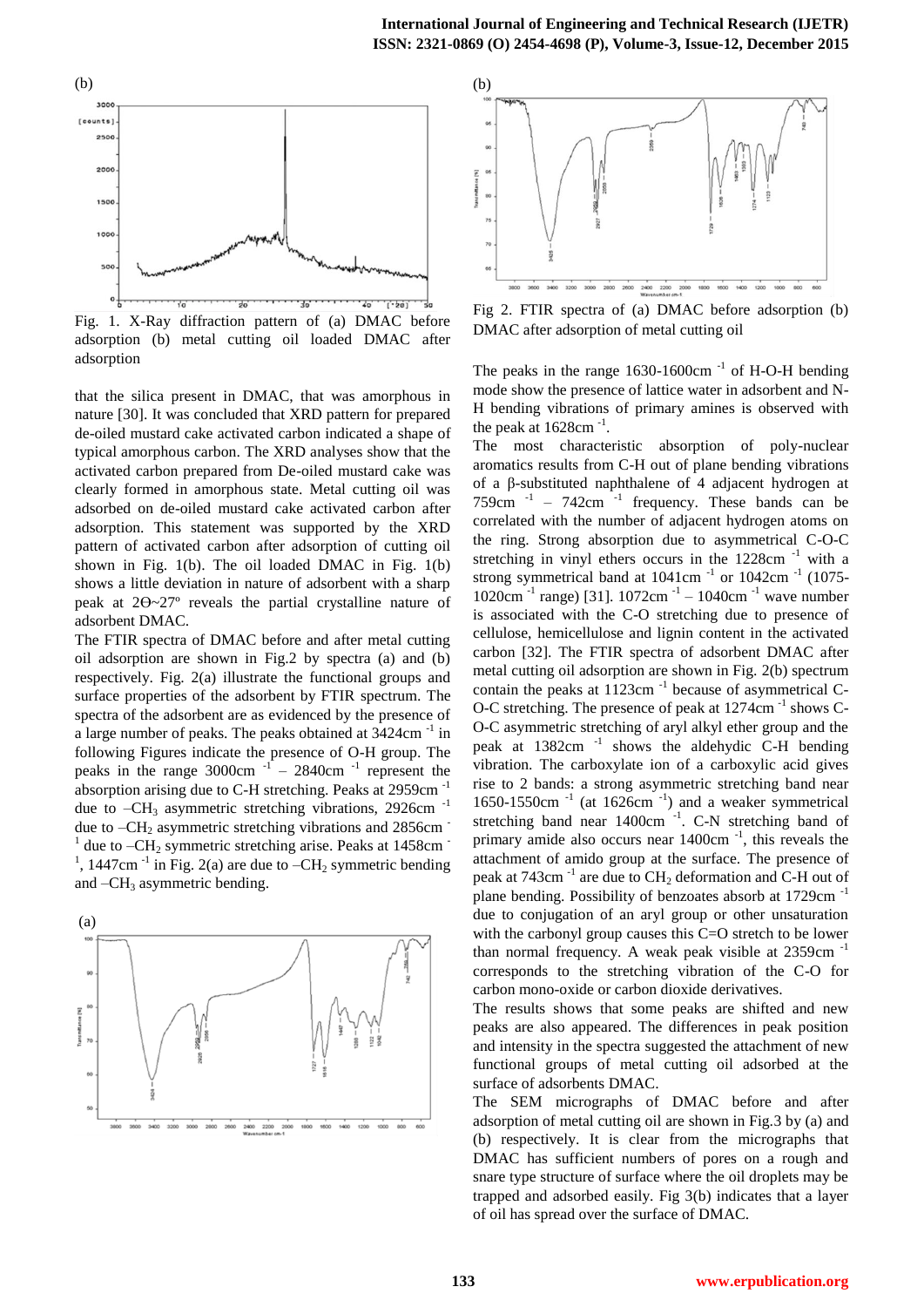(b)

Fig. 1. X-Ray diffraction pattern of (a) DMAC before adsorption (b) metal cutting oil loaded DMAC after adsorption

that the silica present in DMAC, that was amorphous in nature [30]. It was concluded that XRD pattern for prepared de-oiled mustard cake activated carbon indicated a shape of typical amorphous carbon. The XRD analyses show that the activated carbon prepared from De-oiled mustard cake was clearly formed in amorphous state. Metal cutting oil was adsorbed on de-oiled mustard cake activated carbon after adsorption. This statement was supported by the XRD pattern of activated carbon after adsorption of cutting oil shown in Fig. 1(b). The oil loaded DMAC in Fig. 1(b) shows a little deviation in nature of adsorbent with a sharp peak at 2Θ~27º reveals the partial crystalline nature of adsorbent DMAC.

The FTIR spectra of DMAC before and after metal cutting oil adsorption are shown in Fig.2 by spectra (a) and (b) respectively. Fig. 2(a) illustrate the functional groups and surface properties of the adsorbent by FTIR spectrum. The spectra of the adsorbent are as evidenced by the presence of a large number of peaks. The peaks obtained at 3424cm $^{-1}$ in following Figures indicate the presence of O-H group. The peaks in the range 3000cm $^{-1}$ – 2840cm $^{-1}$ represent the absorption arising due to C-H stretching. Peaks at 2959cm $^{-1}$ due to $-CH_3$ asymmetric stretching vibrations, 2926cm $^{-1}$ due to $-CH_2$ asymmetric stretching vibrations and 2856cm $^{-1}$ due to $-CH_2$ symmetric stretching arise. Peaks at 1458cm $^{-1}$, 1447cm $^{-1}$ in Fig. 2(a) are due to $-CH_2$ symmetric bending and $-CH_3$ asymmetric bending.

(a)

(b)

Fig 2. FTIR spectra of (a) DMAC before adsorption (b) DMAC after adsorption of metal cutting oil

The peaks in the range 1630-1600cm $^{-1}$ of H-O-H bending mode show the presence of lattice water in adsorbent and N-H bending vibrations of primary amines is observed with the peak at 1628cm $^{-1}$.

The most characteristic absorption of poly-nuclear aromatics results from C-H out of plane bending vibrations of a β-substituted naphthalene of 4 adjacent hydrogen at 759cm $^{-1}$ – 742cm $^{-1}$ frequency. These bands can be correlated with the number of adjacent hydrogen atoms on the ring. Strong absorption due to asymmetrical C-O-C stretching in vinyl ethers occurs in the 1228cm $^{-1}$ with a strong symmetrical band at 1041cm $^{-1}$ or 1042cm $^{-1}$ (1075-1020cm $^{-1}$ range) [31]. 1072cm $^{-1}$ – 1040cm $^{-1}$ wave number is associated with the C-O stretching due to presence of cellulose, hemicellulose and lignin content in the activated carbon [32]. The FTIR spectra of adsorbent DMAC after metal cutting oil adsorption are shown in Fig. 2(b) spectrum contain the peaks at 1123cm $^{-1}$ because of asymmetrical C-O-C stretching. The presence of peak at 1274cm $^{-1}$ shows C-O-C asymmetric stretching of aryl alkyl ether group and the peak at 1382cm $^{-1}$ shows the aldehydic C-H bending vibration. The carboxylate ion of a carboxylic acid gives rise to 2 bands: a strong asymmetric stretching band near 1650-1550cm $^{-1}$ (at 1626cm $^{-1}$) and a weaker symmetrical stretching band near 1400cm $^{-1}$. C-N stretching band of primary amide also occurs near 1400cm $^{-1}$, this reveals the attachment of amido group at the surface. The presence of peak at 743cm $^{-1}$ are due to $CH_2$ deformation and C-H out of plane bending. Possibility of benzoates absorb at 1729cm $^{-1}$ due to conjugation of an aryl group or other unsaturation with the carbonyl group causes this C=O stretch to be lower than normal frequency. A weak peak visible at 2359cm $^{-1}$ corresponds to the stretching vibration of the C-O for carbon mono-oxide or carbon dioxide derivatives.

The results shows that some peaks are shifted and new peaks are also appeared. The differences in peak position and intensity in the spectra suggested the attachment of new functional groups of metal cutting oil adsorbed at the surface of adsorbents DMAC.

The SEM micrographs of DMAC before and after adsorption of metal cutting oil are shown in Fig.3 by (a) and (b) respectively. It is clear from the micrographs that DMAC has sufficient numbers of pores on a rough and snare type structure of surface where the oil droplets may be trapped and adsorbed easily. Fig 3(b) indicates that a layer of oil has spread over the surface of DMAC.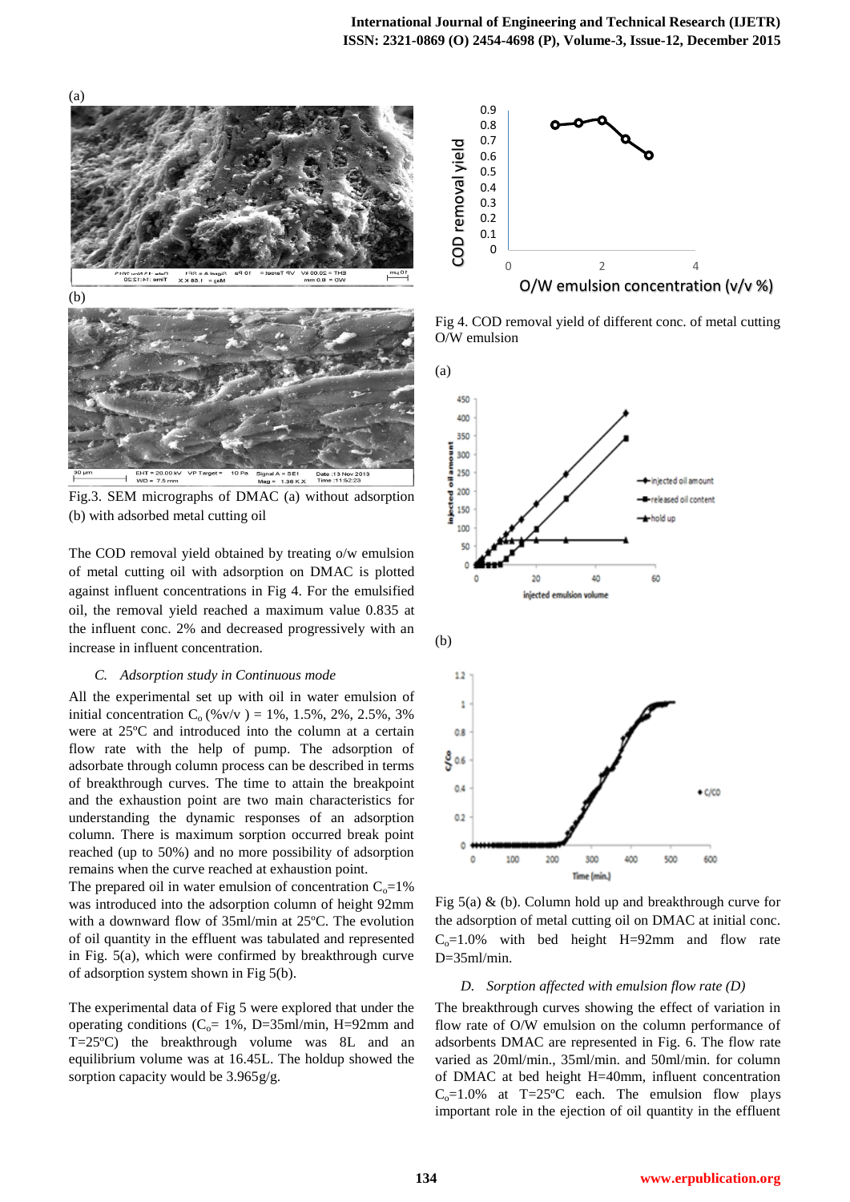(a)

(b)

Fig.3. SEM micrographs of DMAC (a) without adsorption (b) with adsorbed metal cutting oil

The COD removal yield obtained by treating o/w emulsion of metal cutting oil with adsorption on DMAC is plotted against influent concentrations in Fig 4. For the emulsified oil, the removal yield reached a maximum value 0.835 at the influent conc. 2% and decreased progressively with an increase in influent concentration.

### *C. Adsorption study in Continuous mode*

All the experimental set up with oil in water emulsion of initial concentration $C_o$ (%v/v ) = 1%, 1.5%, 2%, 2.5%, 3% were at 25ºC and introduced into the column at a certain flow rate with the help of pump. The adsorption of adsorbate through column process can be described in terms of breakthrough curves. The time to attain the breakpoint and the exhaustion point are two main characteristics for understanding the dynamic responses of an adsorption column. There is maximum sorption occurred break point reached (up to 50%) and no more possibility of adsorption remains when the curve reached at exhaustion point.

The prepared oil in water emulsion of concentration $C_o$=1% was introduced into the adsorption column of height 92mm with a downward flow of 35ml/min at 25ºC. The evolution of oil quantity in the effluent was tabulated and represented in Fig. 5(a), which were confirmed by breakthrough curve of adsorption system shown in Fig 5(b).

The experimental data of Fig 5 were explored that under the operating conditions ($C_o$= 1%, D=35ml/min, H=92mm and T=25ºC) the breakthrough volume was 8L and an equilibrium volume was at 16.45L. The holdup showed the sorption capacity would be 3.965g/g.

Fig 4. COD removal yield of different conc. of metal cutting O/W emulsion

(a)

(b)

Fig 5(a) & (b). Column hold up and breakthrough curve for the adsorption of metal cutting oil on DMAC at initial conc. $C_o$=1.0% with bed height H=92mm and flow rate D=35ml/min.

### *D. Sorption affected with emulsion flow rate (D)*

The breakthrough curves showing the effect of variation in flow rate of O/W emulsion on the column performance of adsorbents DMAC are represented in Fig. 6. The flow rate varied as 20ml/min., 35ml/min. and 50ml/min. for column of DMAC at bed height H=40mm, influent concentration $C_o$=1.0% at T=25ºC each. The emulsion flow plays important role in the ejection of oil quantity in the effluent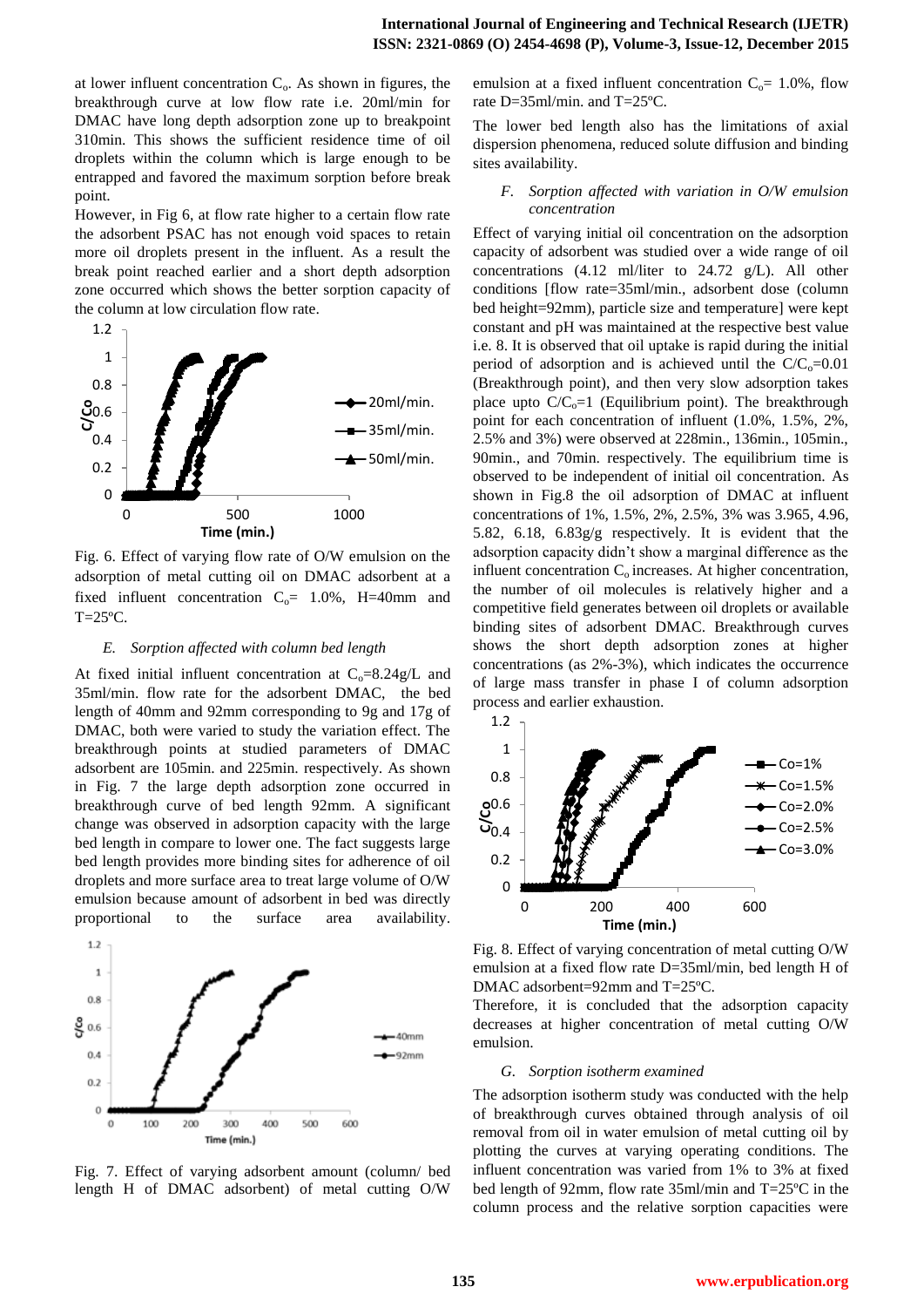at lower influent concentration $C_o$. As shown in figures, the breakthrough curve at low flow rate i.e. 20ml/min for DMAC have long depth adsorption zone up to breakpoint 310min. This shows the sufficient residence time of oil droplets within the column which is large enough to be entrapped and favored the maximum sorption before break point.

However, in Fig 6, at flow rate higher to a certain flow rate the adsorbent PSAC has not enough void spaces to retain more oil droplets present in the influent. As a result the break point reached earlier and a short depth adsorption zone occurred which shows the better sorption capacity of the column at low circulation flow rate.

Fig. 6. Effect of varying flow rate of O/W emulsion on the adsorption of metal cutting oil on DMAC adsorbent at a fixed influent concentration $C_o$= 1.0%, H=40mm and T=25ºC.

### *E. Sorption affected with column bed length*

At fixed initial influent concentration at $C_o$=8.24g/L and 35ml/min. flow rate for the adsorbent DMAC, the bed length of 40mm and 92mm corresponding to 9g and 17g of DMAC, both were varied to study the variation effect. The breakthrough points at studied parameters of DMAC adsorbent are 105min. and 225min. respectively. As shown in Fig. 7 the large depth adsorption zone occurred in breakthrough curve of bed length 92mm. A significant change was observed in adsorption capacity with the large bed length in compare to lower one. The fact suggests large bed length provides more binding sites for adherence of oil droplets and more surface area to treat large volume of O/W emulsion because amount of adsorbent in bed was directly proportional to the surface area availability.

Fig. 7. Effect of varying adsorbent amount (column/ bed length H of DMAC adsorbent) of metal cutting O/W emulsion at a fixed influent concentration $C_o$= 1.0%, flow rate D=35ml/min. and T=25ºC.

The lower bed length also has the limitations of axial dispersion phenomena, reduced solute diffusion and binding sites availability.

### *F. Sorption affected with variation in O/W emulsion concentration*

Effect of varying initial oil concentration on the adsorption capacity of adsorbent was studied over a wide range of oil concentrations (4.12 ml/liter to 24.72 g/L). All other conditions [flow rate=35ml/min., adsorbent dose (column bed height=92mm), particle size and temperature] were kept constant and pH was maintained at the respective best value i.e. 8. It is observed that oil uptake is rapid during the initial period of adsorption and is achieved until the $C/C_o$=0.01 (Breakthrough point), and then very slow adsorption takes place upto $C/C_o$=1 (Equilibrium point). The breakthrough point for each concentration of influent (1.0%, 1.5%, 2%, 2.5% and 3%) were observed at 228min., 136min., 105min., 90min., and 70min. respectively. The equilibrium time is observed to be independent of initial oil concentration. As shown in Fig.8 the oil adsorption of DMAC at influent concentrations of 1%, 1.5%, 2%, 2.5%, 3% was 3.965, 4.96, 5.82, 6.18, 6.83g/g respectively. It is evident that the adsorption capacity didn't show a marginal difference as the influent concentration $C_o$ increases. At higher concentration, the number of oil molecules is relatively higher and a competitive field generates between oil droplets or available binding sites of adsorbent DMAC. Breakthrough curves shows the short depth adsorption zones at higher concentrations (as 2%-3%), which indicates the occurrence of large mass transfer in phase I of column adsorption process and earlier exhaustion.

Fig. 8. Effect of varying concentration of metal cutting O/W emulsion at a fixed flow rate D=35ml/min, bed length H of DMAC adsorbent=92mm and T=25ºC.

Therefore, it is concluded that the adsorption capacity decreases at higher concentration of metal cutting O/W emulsion.

### *G. Sorption isotherm examined*

The adsorption isotherm study was conducted with the help of breakthrough curves obtained through analysis of oil removal from oil in water emulsion of metal cutting oil by plotting the curves at varying operating conditions. The influent concentration was varied from 1% to 3% at fixed bed length of 92mm, flow rate 35ml/min and T=25ºC in the column process and the relative sorption capacities were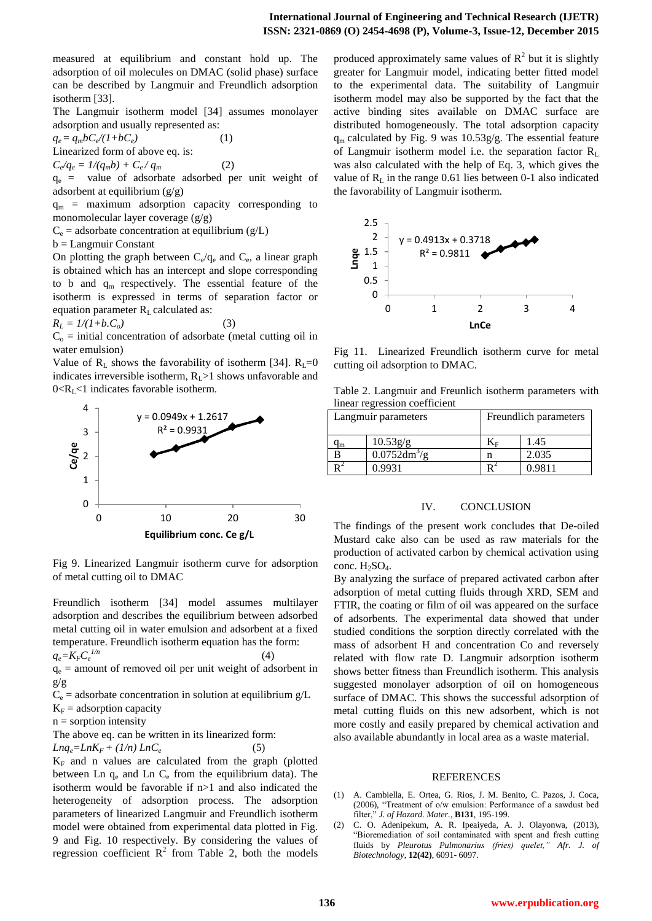measured at equilibrium and constant hold up. The adsorption of oil molecules on DMAC (solid phase) surface can be described by Langmuir and Freundlich adsorption isotherm [33].

The Langmuir isotherm model [34] assumes monolayer adsorption and usually represented as:

$$q_e = q_m b C_e/(1+bC_e) \quad (1)$$

Linearized form of above eq. is:

$$C_e/q_e = 1/(q_m b) + C_e / q_m \quad (2)$$

$q_e$ = value of adsorbate adsorbed per unit weight of adsorbent at equilibrium (g/g)

$q_m$ = maximum adsorption capacity corresponding to monomolecular layer coverage (g/g)

$C_e$ = adsorbate concentration at equilibrium (g/L)

b = Langmuir Constant

On plotting the graph between $C_e/q_e$ and $C_e$, a linear graph is obtained which has an intercept and slope corresponding to b and $q_m$ respectively. The essential feature of the isotherm is expressed in terms of separation factor or equation parameter $R_L$ calculated as:

$$R_L = 1/(1+b.C_o) \quad (3)$$

$C_o$ = initial concentration of adsorbate (metal cutting oil in water emulsion)

Value of $R_L$ shows the favorability of isotherm [34]. $R_L$=0 indicates irreversible isotherm, $R_L$>1 shows unfavorable and $0<R_L<1$ indicates favorable isotherm.

Fig 9. Linearized Langmuir isotherm curve for adsorption of metal cutting oil to DMAC

Freundlich isotherm [34] model assumes multilayer adsorption and describes the equilibrium between adsorbed metal cutting oil in water emulsion and adsorbent at a fixed temperature. Freundlich isotherm equation has the form:

$$q_e = K_F C_e^{1/n} \quad (4)$$

$q_e$ = amount of removed oil per unit weight of adsorbent in g/g

$C_e$ = adsorbate concentration in solution at equilibrium g/L

$K_F$ = adsorption capacity

n = sorption intensity

The above eq. can be written in its linearized form:

$$Lnq_e = LnK_F + (1/n)\, LnC_e \quad (5)$$

$K_F$ and n values are calculated from the graph (plotted between Ln $q_e$ and Ln $C_e$ from the equilibrium data). The isotherm would be favorable if n>1 and also indicated the heterogeneity of adsorption process. The adsorption parameters of linearized Langmuir and Freundlich isotherm model were obtained from experimental data plotted in Fig. 9 and Fig. 10 respectively. By considering the values of regression coefficient $R^2$ from Table 2, both the models produced approximately same values of $R^2$ but it is slightly greater for Langmuir model, indicating better fitted model to the experimental data. The suitability of Langmuir isotherm model may also be supported by the fact that the active binding sites available on DMAC surface are distributed homogeneously. The total adsorption capacity $q_m$ calculated by Fig. 9 was 10.53g/g. The essential feature of Langmuir isotherm model i.e. the separation factor $R_L$ was also calculated with the help of Eq. 3, which gives the value of $R_L$ in the range 0.61 lies between 0-1 also indicated the favorability of Langmuir isotherm.

Fig 11. Linearized Freundlich isotherm curve for metal cutting oil adsorption to DMAC.

Table 2. Langmuir and Freunlich isotherm parameters with linear regression coefficient

| Langmuir parameters | | Freundlich parameters | |
|---|---|---|---|
| $q_m$ | 10.53g/g | $K_F$ | 1.45 |
| B | $0.0752dm^3/g$ | n | 2.035 |
| $R^2$ | 0.9931 | $R^2$ | 0.9811 |

## IV. CONCLUSION

The findings of the present work concludes that De-oiled Mustard cake also can be used as raw materials for the production of activated carbon by chemical activation using conc. $H_2SO_4$.

By analyzing the surface of prepared activated carbon after adsorption of metal cutting fluids through XRD, SEM and FTIR, the coating or film of oil was appeared on the surface of adsorbents. The experimental data showed that under studied conditions the sorption directly correlated with the mass of adsorbent H and concentration Co and reversely related with flow rate D. Langmuir adsorption isotherm shows better fitness than Freundlich isotherm. This analysis suggested monolayer adsorption of oil on homogeneous surface of DMAC. This shows the successful adsorption of metal cutting fluids on this new adsorbent, which is not more costly and easily prepared by chemical activation and also available abundantly in local area as a waste material.

## REFERENCES

(1) A. Cambiella, E. Ortea, G. Rios, J. M. Benito, C. Pazos, J. Coca, (2006), "Treatment of o/w emulsion: Performance of a sawdust bed filter," *J. of Hazard. Mater.*, **B131**, 195-199.

(2) C. O. Adenipekum, A. R. Ipeaiyeda, A. J. Olayonwa, (2013), "Bioremediation of soil contaminated with spent and fresh cutting fluids by *Pleurotus Pulmonarius (fries) quelet," Afr. J. of Biotechnology*, **12(42)**, 6091- 6097.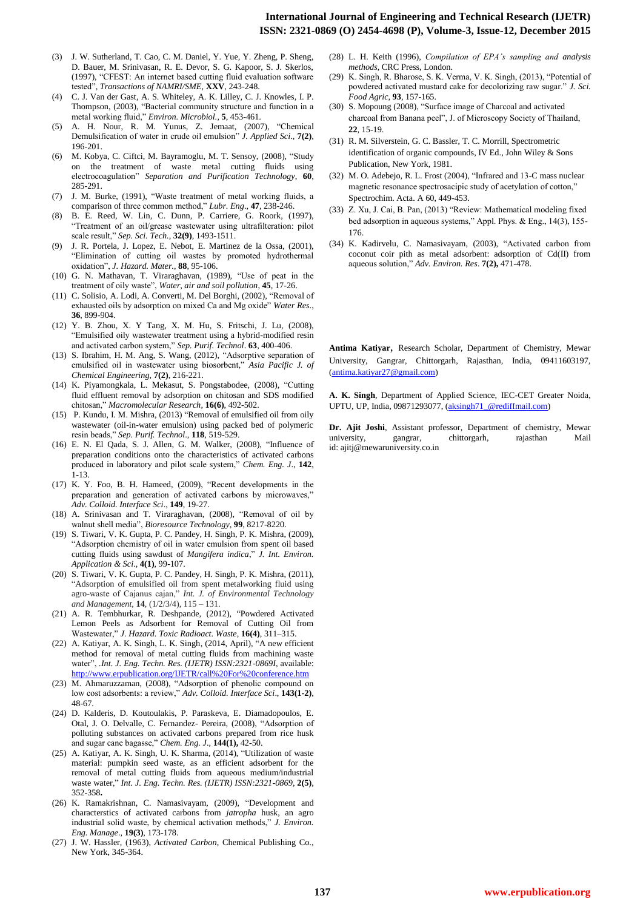(3) J. W. Sutherland, T. Cao, C. M. Daniel, Y. Yue, Y. Zheng, P. Sheng, D. Bauer, M. Srinivasan, R. E. Devor, S. G. Kapoor, S. J. Skerlos, (1997), "CFEST: An internet based cutting fluid evaluation software tested", *Transactions of NAMRI/SME*, **XXV**, 243-248.

(4) C. J. Van der Gast, A. S. Whiteley, A. K. Lilley, C. J. Knowles, I. P. Thompson, (2003), "Bacterial community structure and function in a metal working fluid," *Environ. Microbiol.*, **5**, 453-461.

(5) A. H. Nour, R. M. Yunus, Z. Jemaat, (2007), "Chemical Demulsification of water in crude oil emulsion" *J. Applied Sci.*, **7(2)**, 196-201.

(6) M. Kobya, C. Ciftci, M. Bayramoglu, M. T. Sensoy, (2008), "Study on the treatment of waste metal cutting fluids using electrocoagulation" *Separation and Purification Technology*, **60**, 285-291.

(7) J. M. Burke, (1991), "Waste treatment of metal working fluids, a comparison of three common method," *Lubr. Eng.*, **47**, 238-246.

(8) B. E. Reed, W. Lin, C. Dunn, P. Carriere, G. Roork, (1997), "Treatment of an oil/grease wastewater using ultrafilteration: pilot scale result," *Sep. Sci. Tech.*, **32(9)**, 1493-1511.

(9) J. R. Portela, J. Lopez, E. Nebot, E. Martinez de la Ossa, (2001), "Elimination of cutting oil wastes by promoted hydrothermal oxidation", *J. Hazard. Mater.*, **88**, 95-106.

(10) G. N. Mathavan, T. Viraraghavan, (1989), "Use of peat in the treatment of oily waste", *Water, air and soil pollution*, **45**, 17-26.

(11) C. Solisio, A. Lodi, A. Converti, M. Del Borghi, (2002), "Removal of exhausted oils by adsorption on mixed Ca and Mg oxide" *Water Res.*, **36**, 899-904.

(12) Y. B. Zhou, X. Y Tang, X. M. Hu, S. Fritschi, J. Lu, (2008), "Emulsified oily wastewater treatment using a hybrid-modified resin and activated carbon system," *Sep. Purif. Technol*. **63**, 400-406.

(13) S. Ibrahim, H. M. Ang, S. Wang, (2012), "Adsorptive separation of emulsified oil in wastewater using biosorbent," *Asia Pacific J. of Chemical Engineering*, **7(2)**, 216-221.

(14) K. Piyamongkala, L. Mekasut, S. Pongstabodee, (2008), "Cutting fluid effluent removal by adsorption on chitosan and SDS modified chitosan," *Macromolecular Research*, **16(6)**, 492-502.

(15) P. Kundu, I. M. Mishra, (2013) "Removal of emulsified oil from oily wastewater (oil-in-water emulsion) using packed bed of polymeric resin beads," *Sep. Purif. Technol*., **118**, 519-529.

(16) E. N. El Qada, S. J. Allen, G. M. Walker, (2008), "Influence of preparation conditions onto the characteristics of activated carbons produced in laboratory and pilot scale system," *Chem. Eng. J.*, **142**, 1-13.

(17) K. Y. Foo, B. H. Hameed, (2009), "Recent developments in the preparation and generation of activated carbons by microwaves," *Adv. Colloid. Interface Sci*., **149**, 19-27.

(18) A. Srinivasan and T. Viraraghavan, (2008), "Removal of oil by walnut shell media", *Bioresource Technology*, **99**, 8217-8220.

(19) S. Tiwari, V. K. Gupta, P. C. Pandey, H. Singh, P. K. Mishra, (2009), "Adsorption chemistry of oil in water emulsion from spent oil based cutting fluids using sawdust of *Mangifera indica*," *J. Int. Environ. Application & Sci*., **4(1)**, 99-107.

(20) S. Tiwari, V. K. Gupta, P. C. Pandey, H. Singh, P. K. Mishra, (2011), "Adsorption of emulsified oil from spent metalworking fluid using agro-waste of Cajanus cajan," *Int. J. of Environmental Technology and Management*, **14**, (1/2/3/4), 115 – 131.

(21) A. R. Tembhurkar, R. Deshpande, (2012), "Powdered Activated Lemon Peels as Adsorbent for Removal of Cutting Oil from Wastewater," *J. Hazard. Toxic Radioact. Waste*, **16(4)**, 311–315.

(22) A. Katiyar, A. K. Singh, L. K. Singh, (2014, April), "A new efficient method for removal of metal cutting fluids from machining waste water", *.Int. J. Eng. Techn. Res. (IJETR) ISSN:2321-0869I*, available: http://www.erpublication.org/IJETR/call%20For%20conference.htm

(23) M. Ahmaruzzaman, (2008), "Adsorption of phenolic compound on low cost adsorbents: a review," *Adv. Colloid. Interface Sci*., **143(1-2)**, 48-67.

(24) D. Kalderis, D. Koutoulakis, P. Paraskeva, E. Diamadopoulos, E. Otal, J. O. Delvalle, C. Fernandez- Pereira, (2008), "Adsorption of polluting substances on activated carbons prepared from rice husk and sugar cane bagasse," *Chem. Eng. J*., **144(1),** 42-50.

(25) A. Katiyar, A. K. Singh, U. K. Sharma, (2014), "Utilization of waste material: pumpkin seed waste, as an efficient adsorbent for the removal of metal cutting fluids from aqueous medium/industrial waste water," *Int. J. Eng. Techn. Res. (IJETR) ISSN:2321-0869*, **2(5)**, 352-358**.**

(26) K. Ramakrishnan, C. Namasivayam, (2009), "Development and characterstics of activated carbons from *jatropha* husk, an agro industrial solid waste, by chemical activation methods," *J. Environ. Eng. Manage*., **19(3)**, 173-178.

(27) J. W. Hassler, (1963), *Activated Carbon*, Chemical Publishing Co., New York, 345-364.

(28) L. H. Keith (1996), *Compilation of EPA's sampling and analysis methods*, CRC Press, London.

(29) K. Singh, R. Bharose, S. K. Verma, V. K. Singh, (2013), "Potential of powdered activated mustard cake for decolorizing raw sugar." *J. Sci. Food Agric*, **93**, 157-165.

(30) S. Mopoung (2008), "Surface image of Charcoal and activated charcoal from Banana peel", J. of Microscopy Society of Thailand, **22**, 15-19.

(31) R. M. Silverstein, G. C. Bassler, T. C. Morrill, Spectrometric identification of organic compounds, IV Ed., John Wiley & Sons Publication, New York, 1981.

(32) M. O. Adebejo, R. L. Frost (2004), "Infrared and 13-C mass nuclear magnetic resonance spectrosacipic study of acetylation of cotton," Spectrochim. Acta. A 60, 449-453.

(33) Z. Xu, J. Cai, B. Pan, (2013) "Review: Mathematical modeling fixed bed adsorption in aqueous systems," Appl. Phys. & Eng., 14(3), 155-176.

(34) K. Kadirvelu, C. Namasivayam, (2003), "Activated carbon from coconut coir pith as metal adsorbent: adsorption of Cd(II) from aqueous solution," *Adv. Environ. Res*. **7(2),** 471-478.

**Antima Katiyar,** Research Scholar, Department of Chemistry, Mewar University, Gangrar, Chittorgarh, Rajasthan, India, 09411603197, (antima.katiyar27@gmail.com)

**A. K. Singh**, Department of Applied Science, IEC-CET Greater Noida, UPTU, UP, India, 09871293077, (aksingh71_@rediffmail.com)

**Dr. Ajit Joshi**, Assistant professor, Department of chemistry, Mewar university, gangrar, chittorgarh, rajasthan Mail id: ajitj@mewaruniversity.co.in